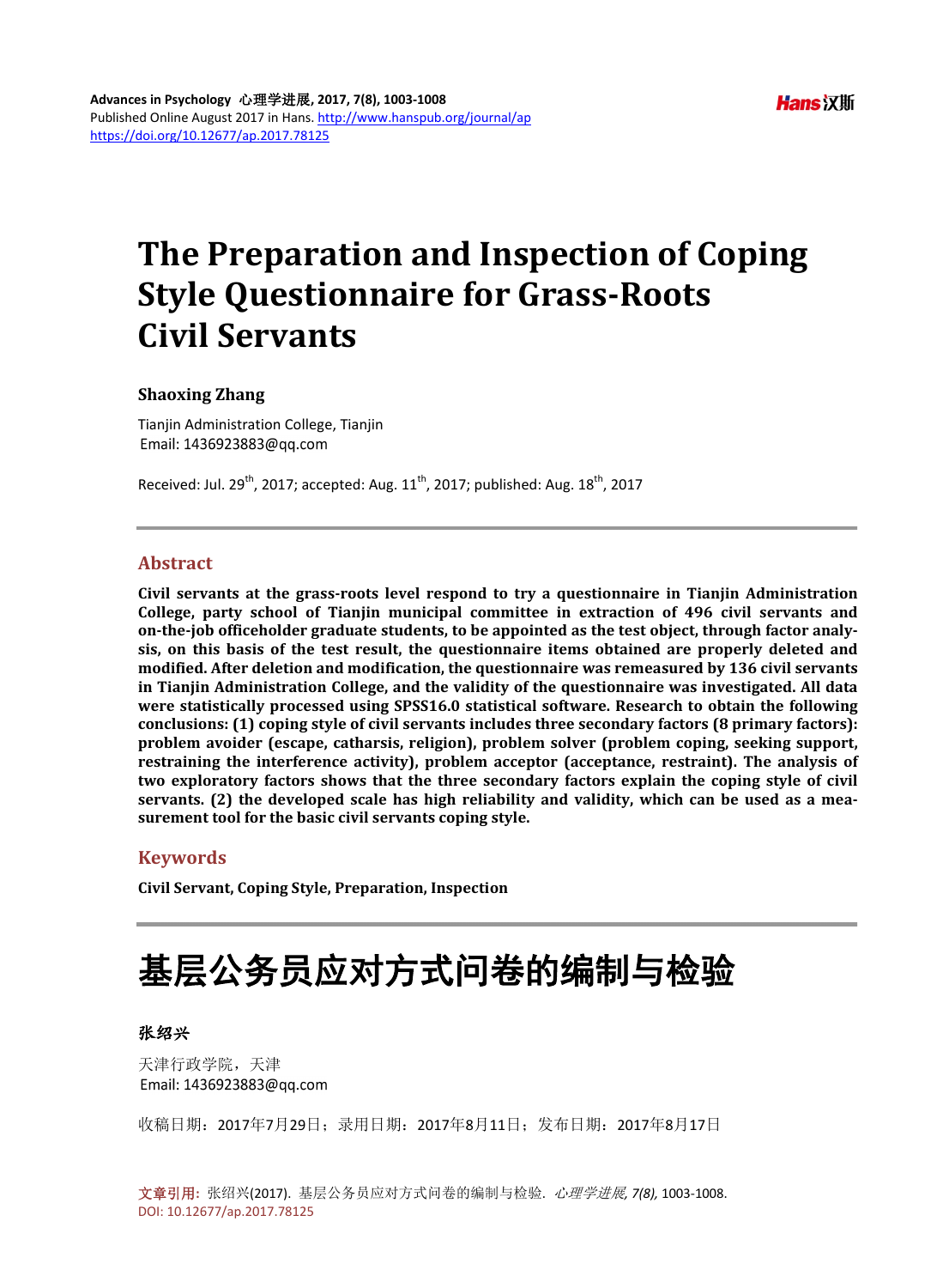Advances in Psychology 心理学进展, 2017, 7(8), 1003-1008
Published Online August 2017 in Hans. http://www.hanspub.org/journal/ap
https://doi.org/10.12677/ap.2017.78125

# The Preparation and Inspection of Coping Style Questionnaire for Grass-Roots Civil Servants

**Shaoxing Zhang**

Tianjin Administration College, Tianjin
Email: 1436923883@qq.com

Received: Jul. 29th, 2017; accepted: Aug. 11th, 2017; published: Aug. 18th, 2017

## Abstract

**Civil servants at the grass-roots level respond to try a questionnaire in Tianjin Administration College, party school of Tianjin municipal committee in extraction of 496 civil servants and on-the-job officeholder graduate students, to be appointed as the test object, through factor analysis, on this basis of the test result, the questionnaire items obtained are properly deleted and modified. After deletion and modification, the questionnaire was remeasured by 136 civil servants in Tianjin Administration College, and the validity of the questionnaire was investigated. All data were statistically processed using SPSS16.0 statistical software. Research to obtain the following conclusions: (1) coping style of civil servants includes three secondary factors (8 primary factors): problem avoider (escape, catharsis, religion), problem solver (problem coping, seeking support, restraining the interference activity), problem acceptor (acceptance, restraint). The analysis of two exploratory factors shows that the three secondary factors explain the coping style of civil servants. (2) the developed scale has high reliability and validity, which can be used as a measurement tool for the basic civil servants coping style.**

## Keywords

**Civil Servant, Coping Style, Preparation, Inspection**

# 基层公务员应对方式问卷的编制与检验

**张绍兴**

天津行政学院，天津
Email: 1436923883@qq.com

收稿日期：2017年7月29日；录用日期：2017年8月11日；发布日期：2017年8月17日

文章引用: 张绍兴(2017). 基层公务员应对方式问卷的编制与检验. *心理学进展, 7(8),* 1003-1008.
DOI: 10.12677/ap.2017.78125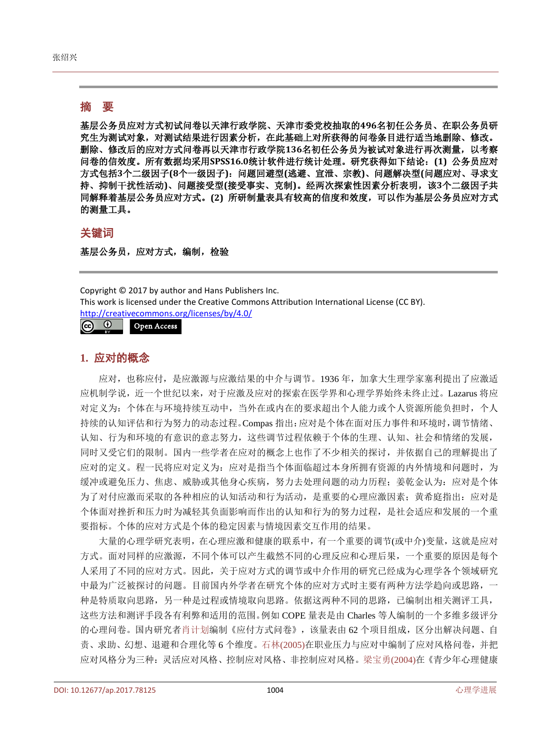## 摘 要

**基层公务员应对方式初试问卷以天津行政学院、天津市委党校抽取的496名初任公务员、在职公务员研究生为测试对象，对测试结果进行因素分析，在此基础上对所获得的问卷条目进行适当地删除、修改。删除、修改后的应对方式问卷再以天津市行政学院136名初任公务员为被试对象进行再次测量，以考察问卷的信效度。所有数据均采用SPSS16.0统计软件进行统计处理。研究获得如下结论：(1) 公务员应对方式包括3个二级因子(8个一级因子)：问题回避型(逃避、宣泄、宗教)、问题解决型(问题应对、寻求支持、抑制干扰性活动)、问题接受型(接受事实、克制)。经两次探索性因素分析表明，该3个二级因子共同解释着基层公务员应对方式。(2) 所研制量表具有较高的信度和效度，可以作为基层公务员应对方式的测量工具。**

## 关键词

**基层公务员，应对方式，编制，检验**

Copyright © 2017 by author and Hans Publishers Inc.
This work is licensed under the Creative Commons Attribution International License (CC BY).
http://creativecommons.org/licenses/by/4.0/

Open Access

## 1. 应对的概念

应对，也称应付，是应激源与应激结果的中介与调节。1936 年，加拿大生理学家塞利提出了应激适应机制学说，近一个世纪以来，对于应激及应对的探索在医学界和心理学界始终未终止过。Lazarus 将应对定义为：个体在与环境持续互动中，当外在或内在的要求超出个人能力或个人资源所能负担时，个人持续的认知评估和行为努力的动态过程。Compas 指出：应对是个体在面对压力事件和环境时，调节情绪、认知、行为和环境的有意识的意志努力，这些调节过程依赖于个体的生理、认知、社会和情绪的发展，同时又受它们的限制。国内一些学者在应对的概念上也作了不少相关的探讨，并依据自己的理解提出了应对的定义。程一民将应对定义为：应对是指当个体面临超过本身所拥有资源的内外情境和问题时，为缓冲或避免压力、焦虑、威胁或其他身心疾病，努力去处理问题的动力历程；姜乾金认为：应对是个体为了对付应激而采取的各种相应的认知活动和行为活动，是重要的心理应激因素；黄希庭指出：应对是个体面对挫折和压力时为减轻其负面影响而作出的认知和行为的努力过程，是社会适应和发展的一个重要指标。个体的应对方式是个体的稳定因素与情境因素交互作用的结果。

大量的心理学研究表明，在心理应激和健康的联系中，有一个重要的调节(或中介)变量，这就是应对方式。面对同样的应激源，不同个体可以产生截然不同的心理反应和心理后果，一个重要的原因是每个人采用了不同的应对方式。因此，关于应对方式的调节或中介作用的研究已经成为心理学各个领域研究中最为广泛被探讨的问题。目前国内外学者在研究个体的应对方式时主要有两种方法学趋向或思路，一种是特质取向思路，另一种是过程或情境取向思路。依据这两种不同的思路，已编制出相关测评工具，这些方法和测评手段各有利弊和适用的范围。例如 COPE 量表是由 Charles 等人编制的一个多维多级评分的心理问卷。国内研究者肖计划编制《应付方式问卷》，该量表由 62 个项目组成，区分出解决问题、自责、求助、幻想、退避和合理化等 6 个维度。石林(2005)在职业压力与应对中编制了应对风格问卷，并把应对风格分为三种：灵活应对风格、控制应对风格、非控制应对风格。梁宝勇(2004)在《青少年心理健康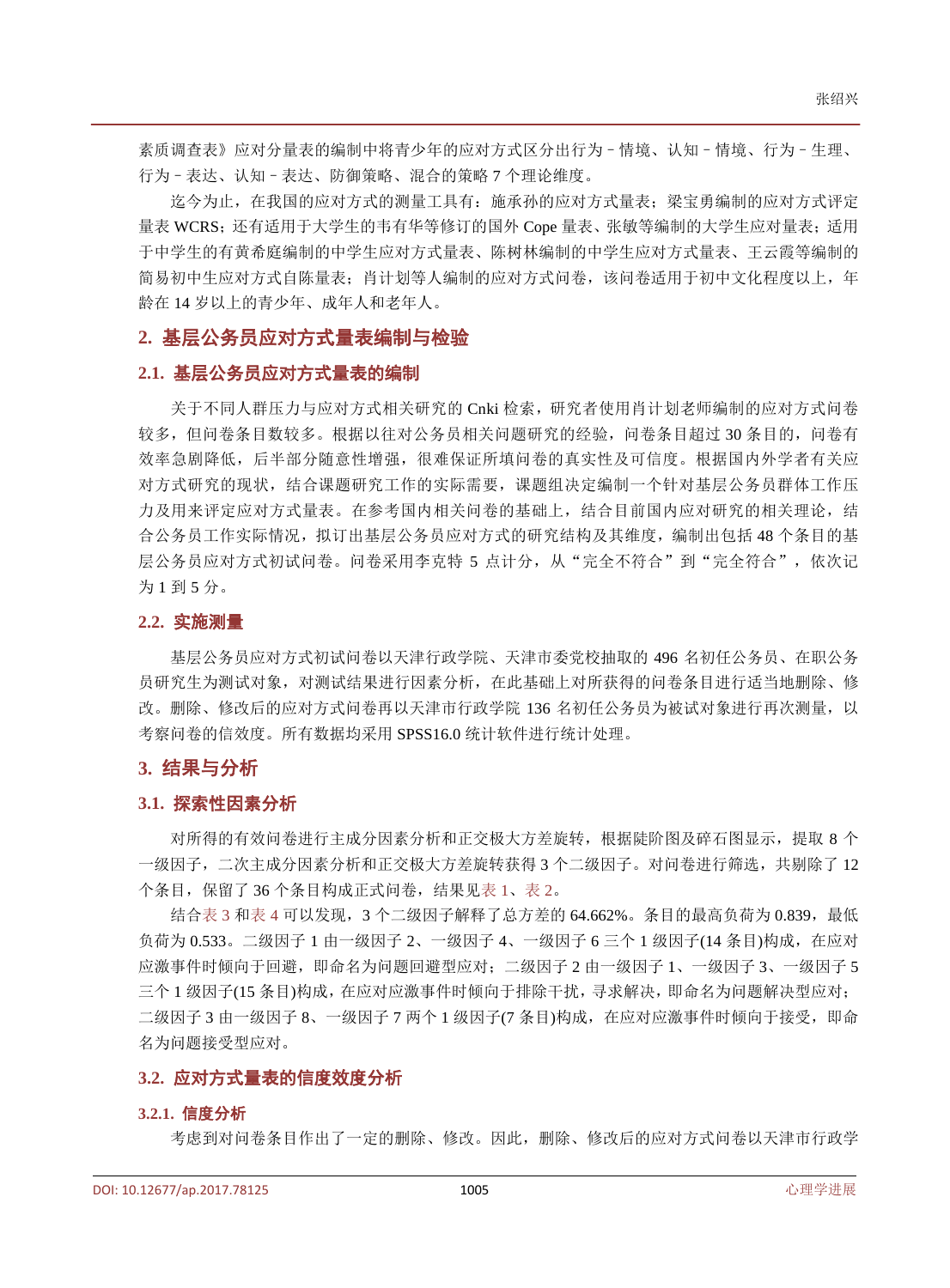素质调查表》应对分量表的编制中将青少年的应对方式区分出行为–情境、认知–情境、行为–生理、行为–表达、认知–表达、防御策略、混合的策略 7 个理论维度。

迄今为止，在我国的应对方式的测量工具有：施承孙的应对方式量表；梁宝勇编制的应对方式评定量表 WCRS；还有适用于大学生的韦有华等修订的国外 Cope 量表、张敏等编制的大学生应对量表；适用于中学生的有黄希庭编制的中学生应对方式量表、陈树林编制的中学生应对方式量表、王云霞等编制的简易初中生应对方式自陈量表；肖计划等人编制的应对方式问卷，该问卷适用于初中文化程度以上，年龄在 14 岁以上的青少年、成年人和老年人。

## 2. 基层公务员应对方式量表编制与检验

### 2.1. 基层公务员应对方式量表的编制

关于不同人群压力与应对方式相关研究的 Cnki 检索，研究者使用肖计划老师编制的应对方式问卷较多，但问卷条目数较多。根据以往对公务员相关问题研究的经验，问卷条目超过 30 条目的，问卷有效率急剧降低，后半部分随意性增强，很难保证所填问卷的真实性及可信度。根据国内外学者有关应对方式研究的现状，结合课题研究工作的实际需要，课题组决定编制一个针对基层公务员群体工作压力及用来评定应对方式量表。在参考国内相关问卷的基础上，结合目前国内应对研究的相关理论，结合公务员工作实际情况，拟订出基层公务员应对方式的研究结构及其维度，编制出包括 48 个条目的基层公务员应对方式初试问卷。问卷采用李克特 5 点计分，从“完全不符合”到“完全符合”，依次记为 1 到 5 分。

### 2.2. 实施测量

基层公务员应对方式初试问卷以天津行政学院、天津市委党校抽取的 496 名初任公务员、在职公务员研究生为测试对象，对测试结果进行因素分析，在此基础上对所获得的问卷条目进行适当地删除、修改。删除、修改后的应对方式问卷再以天津市行政学院 136 名初任公务员为被试对象进行再次测量，以考察问卷的信效度。所有数据均采用 SPSS16.0 统计软件进行统计处理。

## 3. 结果与分析

### 3.1. 探索性因素分析

对所得的有效问卷进行主成分因素分析和正交极大方差旋转，根据陡阶图及碎石图显示，提取 8 个一级因子，二次主成分因素分析和正交极大方差旋转获得 3 个二级因子。对问卷进行筛选，共剔除了 12 个条目，保留了 36 个条目构成正式问卷，结果见表 1、表 2。

结合表 3 和表 4 可以发现，3 个二级因子解释了总方差的 64.662%。条目的最高负荷为 0.839，最低负荷为 0.533。二级因子 1 由一级因子 2、一级因子 4、一级因子 6 三个 1 级因子(14 条目)构成，在应对应激事件时倾向于回避，即命名为问题回避型应对；二级因子 2 由一级因子 1、一级因子 3、一级因子 5 三个 1 级因子(15 条目)构成，在应对应激事件时倾向于排除干扰，寻求解决，即命名为问题解决型应对；二级因子 3 由一级因子 8、一级因子 7 两个 1 级因子(7 条目)构成，在应对应激事件时倾向于接受，即命名为问题接受型应对。

### 3.2. 应对方式量表的信度效度分析

#### 3.2.1. 信度分析

考虑到对问卷条目作出了一定的删除、修改。因此，删除、修改后的应对方式问卷以天津市行政学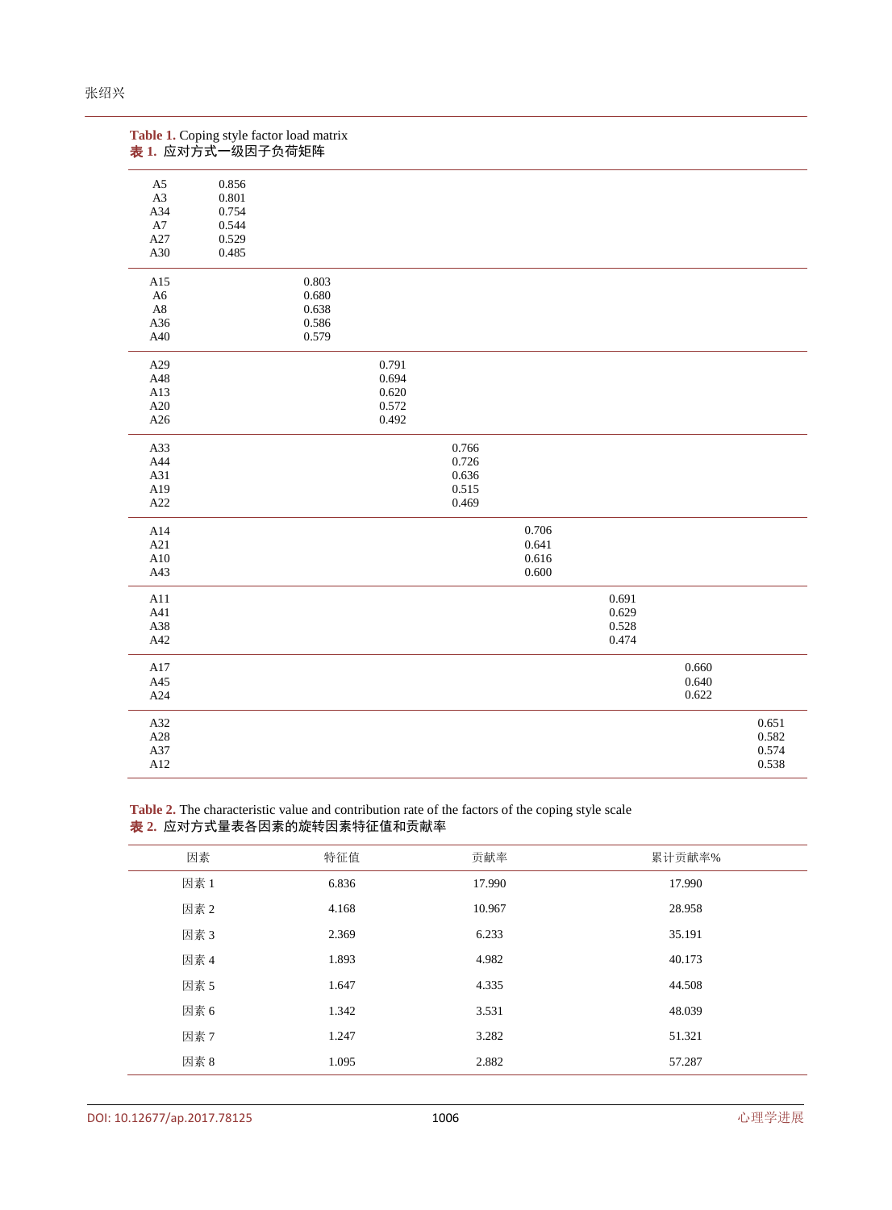**Table 1.** Coping style factor load matrix

**表 1.** 应对方式一级因子负荷矩阵

| | | | | | | | | |
|---|---|---|---|---|---|---|---|---|
| A5 | 0.856 | | | | | | | |
| A3 | 0.801 | | | | | | | |
| A34 | 0.754 | | | | | | | |
| A7 | 0.544 | | | | | | | |
| A27 | 0.529 | | | | | | | |
| A30 | 0.485 | | | | | | | |
| A15 | | 0.803 | | | | | | |
| A6 | | 0.680 | | | | | | |
| A8 | | 0.638 | | | | | | |
| A36 | | 0.586 | | | | | | |
| A40 | | 0.579 | | | | | | |
| A29 | | | 0.791 | | | | | |
| A48 | | | 0.694 | | | | | |
| A13 | | | 0.620 | | | | | |
| A20 | | | 0.572 | | | | | |
| A26 | | | 0.492 | | | | | |
| A33 | | | | 0.766 | | | | |
| A44 | | | | 0.726 | | | | |
| A31 | | | | 0.636 | | | | |
| A19 | | | | 0.515 | | | | |
| A22 | | | | 0.469 | | | | |
| A14 | | | | | 0.706 | | | |
| A21 | | | | | 0.641 | | | |
| A10 | | | | | 0.616 | | | |
| A43 | | | | | 0.600 | | | |
| A11 | | | | | | 0.691 | | |
| A41 | | | | | | 0.629 | | |
| A38 | | | | | | 0.528 | | |
| A42 | | | | | | 0.474 | | |
| A17 | | | | | | | 0.660 | |
| A45 | | | | | | | 0.640 | |
| A24 | | | | | | | 0.622 | |
| A32 | | | | | | | | 0.651 |
| A28 | | | | | | | | 0.582 |
| A37 | | | | | | | | 0.574 |
| A12 | | | | | | | | 0.538 |

**Table 2.** The characteristic value and contribution rate of the factors of the coping style scale

**表 2.** 应对方式量表各因素的旋转因素特征值和贡献率

| 因素 | 特征值 | 贡献率 | 累计贡献率% |
|---|---|---|---|
| 因素 1 | 6.836 | 17.990 | 17.990 |
| 因素 2 | 4.168 | 10.967 | 28.958 |
| 因素 3 | 2.369 | 6.233 | 35.191 |
| 因素 4 | 1.893 | 4.982 | 40.173 |
| 因素 5 | 1.647 | 4.335 | 44.508 |
| 因素 6 | 1.342 | 3.531 | 48.039 |
| 因素 7 | 1.247 | 3.282 | 51.321 |
| 因素 8 | 1.095 | 2.882 | 57.287 |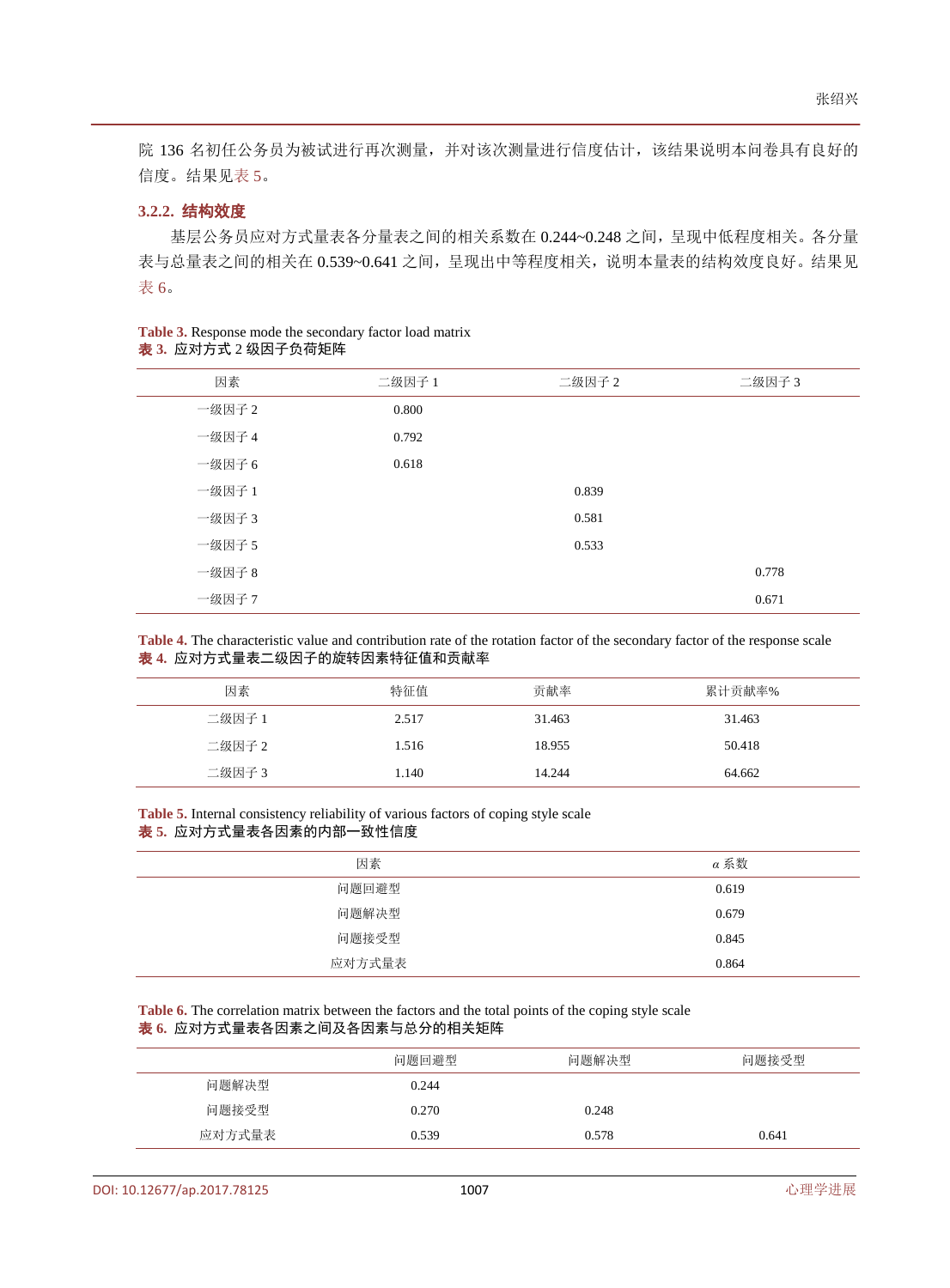院 136 名初任公务员为被试进行再次测量，并对该次测量进行信度估计，该结果说明本问卷具有良好的信度。结果见表 5。

### 3.2.2. 结构效度

基层公务员应对方式量表各分量表之间的相关系数在 0.244~0.248 之间，呈现中低程度相关。各分量表与总量表之间的相关在 0.539~0.641 之间，呈现出中等程度相关，说明本量表的结构效度良好。结果见表 6。

**Table 3.** Response mode the secondary factor load matrix
**表 3.** 应对方式 2 级因子负荷矩阵

| 因素 | 二级因子 1 | 二级因子 2 | 二级因子 3 |
|---|---|---|---|
| 一级因子 2 | 0.800 | | |
| 一级因子 4 | 0.792 | | |
| 一级因子 6 | 0.618 | | |
| 一级因子 1 | | 0.839 | |
| 一级因子 3 | | 0.581 | |
| 一级因子 5 | | 0.533 | |
| 一级因子 8 | | | 0.778 |
| 一级因子 7 | | | 0.671 |

**Table 4.** The characteristic value and contribution rate of the rotation factor of the secondary factor of the response scale
**表 4.** 应对方式量表二级因子的旋转因素特征值和贡献率

| 因素 | 特征值 | 贡献率 | 累计贡献率% |
|---|---|---|---|
| 二级因子 1 | 2.517 | 31.463 | 31.463 |
| 二级因子 2 | 1.516 | 18.955 | 50.418 |
| 二级因子 3 | 1.140 | 14.244 | 64.662 |

**Table 5.** Internal consistency reliability of various factors of coping style scale
**表 5.** 应对方式量表各因素的内部一致性信度

| 因素 | $\alpha$ 系数 |
|---|---|
| 问题回避型 | 0.619 |
| 问题解决型 | 0.679 |
| 问题接受型 | 0.845 |
| 应对方式量表 | 0.864 |

**Table 6.** The correlation matrix between the factors and the total points of the coping style scale
**表 6.** 应对方式量表各因素之间及各因素与总分的相关矩阵

| | 问题回避型 | 问题解决型 | 问题接受型 |
|---|---|---|---|
| 问题解决型 | 0.244 | | |
| 问题接受型 | 0.270 | 0.248 | |
| 应对方式量表 | 0.539 | 0.578 | 0.641 |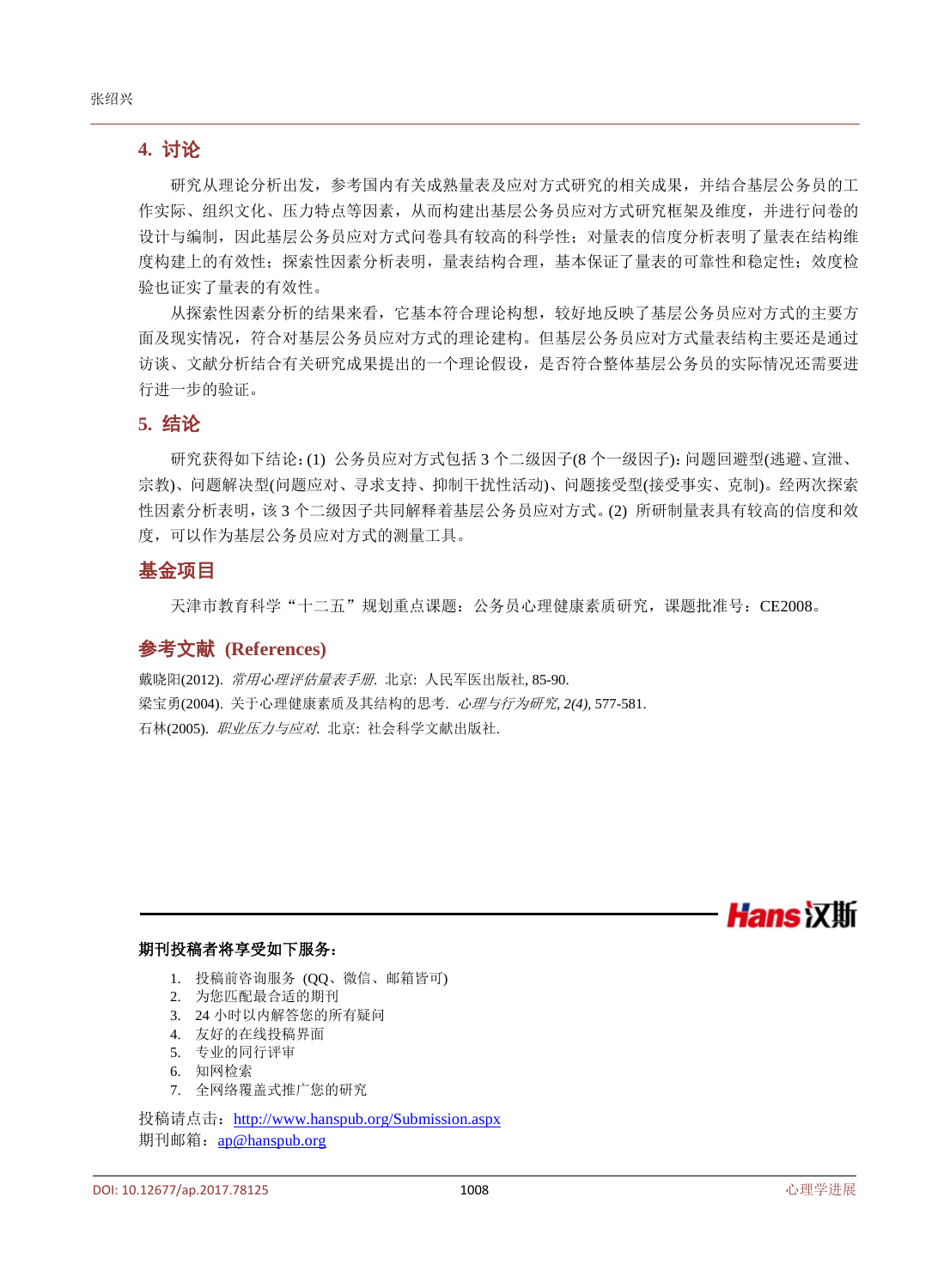## 4. 讨论

研究从理论分析出发，参考国内有关成熟量表及应对方式研究的相关成果，并结合基层公务员的工作实际、组织文化、压力特点等因素，从而构建出基层公务员应对方式研究框架及维度，并进行问卷的设计与编制，因此基层公务员应对方式问卷具有较高的科学性；对量表的信度分析表明了量表在结构维度构建上的有效性；探索性因素分析表明，量表结构合理，基本保证了量表的可靠性和稳定性；效度检验也证实了量表的有效性。

从探索性因素分析的结果来看，它基本符合理论构想，较好地反映了基层公务员应对方式的主要方面及现实情况，符合对基层公务员应对方式的理论建构。但基层公务员应对方式量表结构主要还是通过访谈、文献分析结合有关研究成果提出的一个理论假设，是否符合整体基层公务员的实际情况还需要进行进一步的验证。

## 5. 结论

研究获得如下结论：(1) 公务员应对方式包括 3 个二级因子(8 个一级因子)：问题回避型(逃避、宣泄、宗教)、问题解决型(问题应对、寻求支持、抑制干扰性活动)、问题接受型(接受事实、克制)。经两次探索性因素分析表明，该 3 个二级因子共同解释着基层公务员应对方式。(2) 所研制量表具有较高的信度和效度，可以作为基层公务员应对方式的测量工具。

## 基金项目

天津市教育科学“十二五”规划重点课题：公务员心理健康素质研究，课题批准号：CE2008。

## 参考文献 (References)

戴晓阳(2012). *常用心理评估量表手册*. 北京: 人民军医出版社, 85-90.

梁宝勇(2004). 关于心理健康素质及其结构的思考. *心理与行为研究, 2(4)*, 577-581.

石林(2005). *职业压力与应对*. 北京: 社会科学文献出版社.

**期刊投稿者将享受如下服务：**

1. 投稿前咨询服务 (QQ、微信、邮箱皆可)
2. 为您匹配最合适的期刊
3. 24 小时以内解答您的所有疑问
4. 友好的在线投稿界面
5. 专业的同行评审
6. 知网检索
7. 全网络覆盖式推广您的研究

投稿请点击：http://www.hanspub.org/Submission.aspx

期刊邮箱：ap@hanspub.org